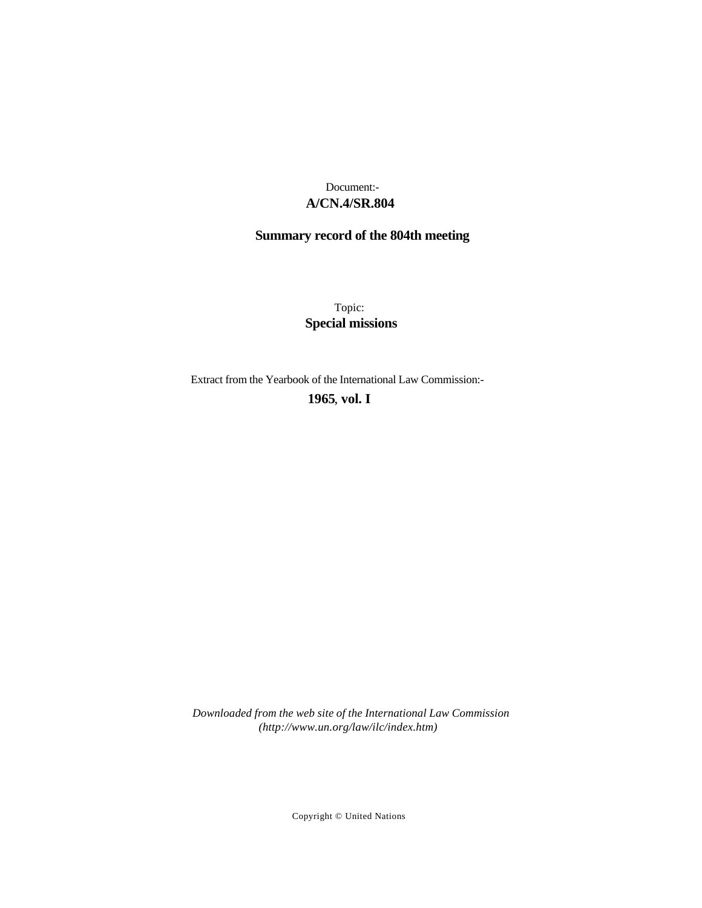Document:-
**A/CN.4/SR.804**

**Summary record of the 804th meeting**

Topic:
**Special missions**

Extract from the Yearbook of the International Law Commission:-
**1965, vol. I**

*Downloaded from the web site of the International Law Commission (http://www.un.org/law/ilc/index.htm)*

Copyright © United Nations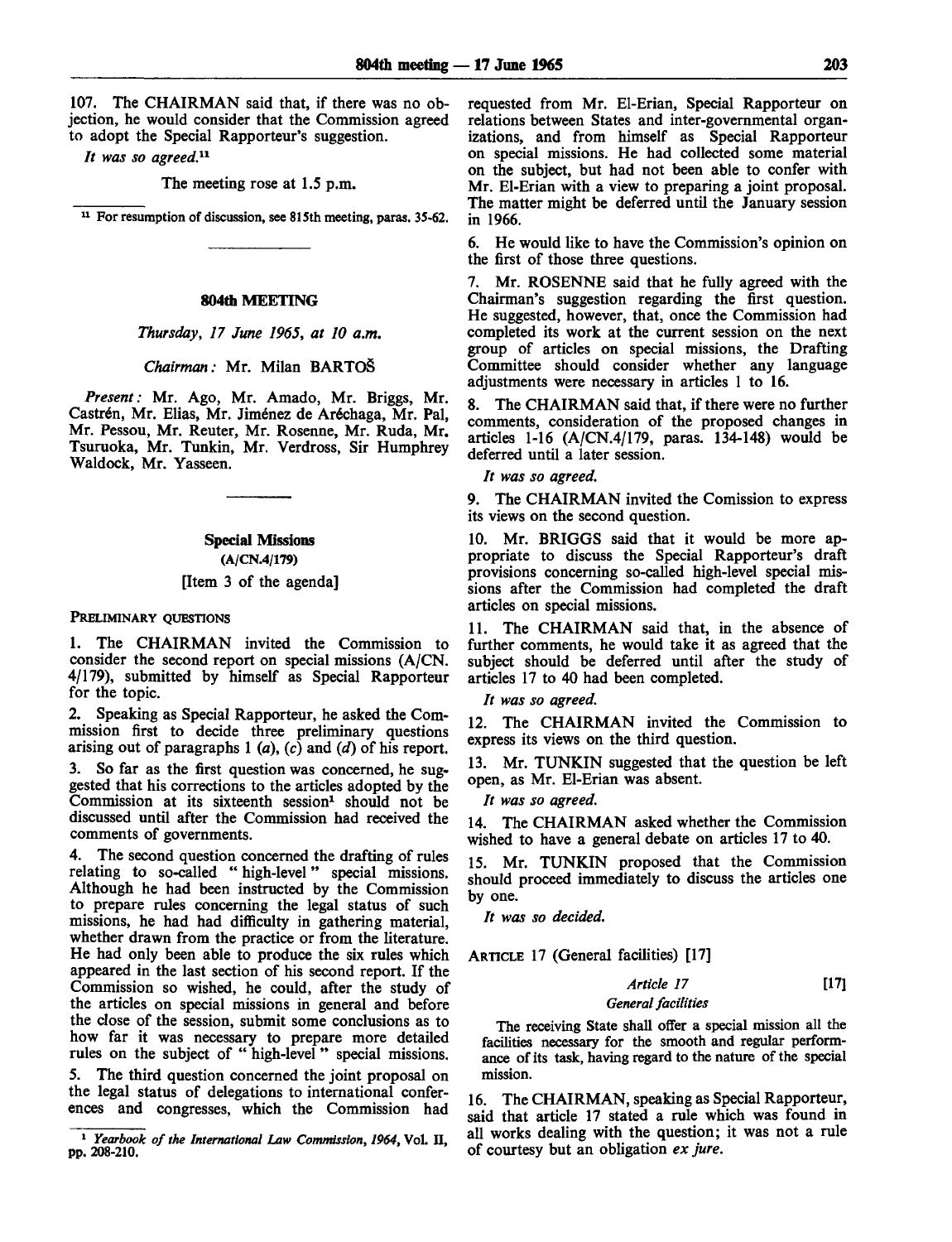107. The CHAIRMAN said that, if there was no objection, he would consider that the Commission agreed to adopt the Special Rapporteur's suggestion.

*It was so agreed.*[11]

The meeting rose at 1.5 p.m.

[11] For resumption of discussion, see 815th meeting, paras. 35-62.

## 804th MEETING

*Thursday, 17 June 1965, at 10 a.m.*

*Chairman:* Mr. Milan BARTOŠ

*Present:* Mr. Ago, Mr. Amado, Mr. Briggs, Mr. Castrén, Mr. Elias, Mr. Jiménez de Aréchaga, Mr. Pal, Mr. Pessou, Mr. Reuter, Mr. Rosenne, Mr. Ruda, Mr. Tsuruoka, Mr. Tunkin, Mr. Verdross, Sir Humphrey Waldock, Mr. Yasseen.

### Special Missions
### (A/CN.4/179)
### [Item 3 of the agenda]

PRELIMINARY QUESTIONS

1. The CHAIRMAN invited the Commission to consider the second report on special missions (A/CN. 4/179), submitted by himself as Special Rapporteur for the topic.

2. Speaking as Special Rapporteur, he asked the Commission first to decide three preliminary questions arising out of paragraphs 1 (*a*), (*c*) and (*d*) of his report.

3. So far as the first question was concerned, he suggested that his corrections to the articles adopted by the Commission at its sixteenth session[1] should not be discussed until after the Commission had received the comments of governments.

4. The second question concerned the drafting of rules relating to so-called "high-level" special missions. Although he had been instructed by the Commission to prepare rules concerning the legal status of such missions, he had had difficulty in gathering material, whether drawn from the practice or from the literature. He had only been able to produce the six rules which appeared in the last section of his second report. If the Commission so wished, he could, after the study of the articles on special missions in general and before the close of the session, submit some conclusions as to how far it was necessary to prepare more detailed rules on the subject of "high-level" special missions.

5. The third question concerned the joint proposal on the legal status of delegations to international conferences and congresses, which the Commission had requested from Mr. El-Erian, Special Rapporteur on relations between States and inter-governmental organizations, and from himself as Special Rapporteur on special missions. He had collected some material on the subject, but had not been able to confer with Mr. El-Erian with a view to preparing a joint proposal. The matter might be deferred until the January session in 1966.

6. He would like to have the Commission's opinion on the first of those three questions.

7. Mr. ROSENNE said that he fully agreed with the Chairman's suggestion regarding the first question. He suggested, however, that, once the Commission had completed its work at the current session on the next group of articles on special missions, the Drafting Committee should consider whether any language adjustments were necessary in articles 1 to 16.

8. The CHAIRMAN said that, if there were no further comments, consideration of the proposed changes in articles 1-16 (A/CN.4/179, paras. 134-148) would be deferred until a later session.

*It was so agreed.*

9. The CHAIRMAN invited the Comission to express its views on the second question.

10. Mr. BRIGGS said that it would be more appropriate to discuss the Special Rapporteur's draft provisions concerning so-called high-level special missions after the Commission had completed the draft articles on special missions.

11. The CHAIRMAN said that, in the absence of further comments, he would take it as agreed that the subject should be deferred until after the study of articles 17 to 40 had been completed.

*It was so agreed.*

12. The CHAIRMAN invited the Commission to express its views on the third question.

13. Mr. TUNKIN suggested that the question be left open, as Mr. El-Erian was absent.

*It was so agreed.*

14. The CHAIRMAN asked whether the Commission wished to have a general debate on articles 17 to 40.

15. Mr. TUNKIN proposed that the Commission should proceed immediately to discuss the articles one by one.

*It was so decided.*

ARTICLE 17 (General facilities) [17]

*Article 17* [17]

*General facilities*

The receiving State shall offer a special mission all the facilities necessary for the smooth and regular performance of its task, having regard to the nature of the special mission.

16. The CHAIRMAN, speaking as Special Rapporteur, said that article 17 stated a rule which was found in all works dealing with the question; it was not a rule of courtesy but an obligation *ex jure*.

[1] *Yearbook of the International Law Commission, 1964*, Vol. II, pp. 208-210.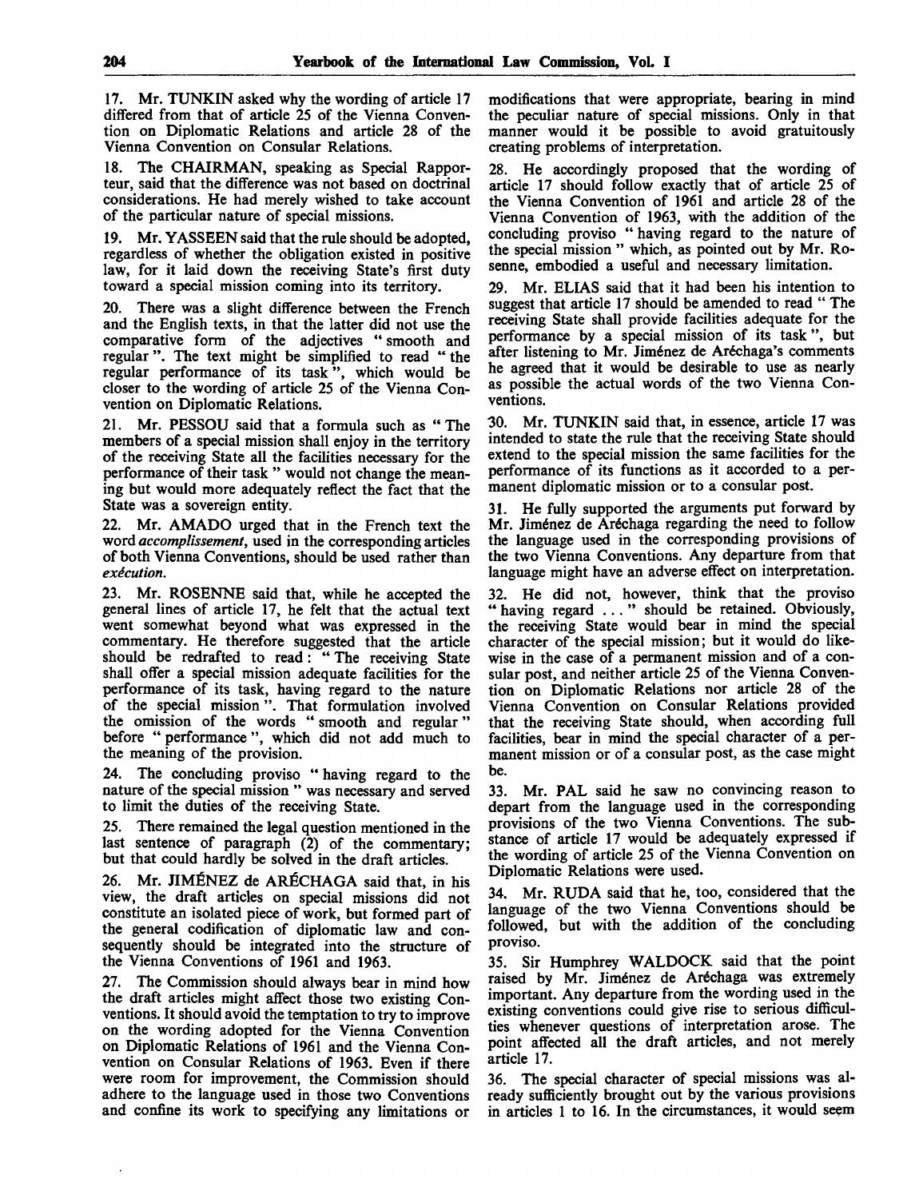17. Mr. TUNKIN asked why the wording of article 17 differed from that of article 25 of the Vienna Convention on Diplomatic Relations and article 28 of the Vienna Convention on Consular Relations.

18. The CHAIRMAN, speaking as Special Rapporteur, said that the difference was not based on doctrinal considerations. He had merely wished to take account of the particular nature of special missions.

19. Mr. YASSEEN said that the rule should be adopted, regardless of whether the obligation existed in positive law, for it laid down the receiving State's first duty toward a special mission coming into its territory.

20. There was a slight difference between the French and the English texts, in that the latter did not use the comparative form of the adjectives " smooth and regular ". The text might be simplified to read " the regular performance of its task ", which would be closer to the wording of article 25 of the Vienna Convention on Diplomatic Relations.

21. Mr. PESSOU said that a formula such as " The members of a special mission shall enjoy in the territory of the receiving State all the facilities necessary for the performance of their task " would not change the meaning but would more adequately reflect the fact that the State was a sovereign entity.

22. Mr. AMADO urged that in the French text the word *accomplissement*, used in the corresponding articles of both Vienna Conventions, should be used rather than *exécution*.

23. Mr. ROSENNE said that, while he accepted the general lines of article 17, he felt that the actual text went somewhat beyond what was expressed in the commentary. He therefore suggested that the article should be redrafted to read: " The receiving State shall offer a special mission adequate facilities for the performance of its task, having regard to the nature of the special mission ". That formulation involved the omission of the words " smooth and regular " before " performance ", which did not add much to the meaning of the provision.

24. The concluding proviso " having regard to the nature of the special mission " was necessary and served to limit the duties of the receiving State.

25. There remained the legal question mentioned in the last sentence of paragraph (2) of the commentary; but that could hardly be solved in the draft articles.

26. Mr. JIMÉNEZ de ARÉCHAGA said that, in his view, the draft articles on special missions did not constitute an isolated piece of work, but formed part of the general codification of diplomatic law and consequently should be integrated into the structure of the Vienna Conventions of 1961 and 1963.

27. The Commission should always bear in mind how the draft articles might affect those two existing Conventions. It should avoid the temptation to try to improve on the wording adopted for the Vienna Convention on Diplomatic Relations of 1961 and the Vienna Convention on Consular Relations of 1963. Even if there were room for improvement, the Commission should adhere to the language used in those two Conventions and confine its work to specifying any limitations or modifications that were appropriate, bearing in mind the peculiar nature of special missions. Only in that manner would it be possible to avoid gratuitously creating problems of interpretation.

28. He accordingly proposed that the wording of article 17 should follow exactly that of article 25 of the Vienna Convention of 1961 and article 28 of the Vienna Convention of 1963, with the addition of the concluding proviso " having regard to the nature of the special mission " which, as pointed out by Mr. Rosenne, embodied a useful and necessary limitation.

29. Mr. ELIAS said that it had been his intention to suggest that article 17 should be amended to read " The receiving State shall provide facilities adequate for the performance by a special mission of its task ", but after listening to Mr. Jiménez de Aréchaga's comments he agreed that it would be desirable to use as nearly as possible the actual words of the two Vienna Conventions.

30. Mr. TUNKIN said that, in essence, article 17 was intended to state the rule that the receiving State should extend to the special mission the same facilities for the performance of its functions as it accorded to a permanent diplomatic mission or to a consular post.

31. He fully supported the arguments put forward by Mr. Jiménez de Aréchaga regarding the need to follow the language used in the corresponding provisions of the two Vienna Conventions. Any departure from that language might have an adverse effect on interpretation.

32. He did not, however, think that the proviso " having regard . . . " should be retained. Obviously, the receiving State would bear in mind the special character of the special mission; but it would do likewise in the case of a permanent mission and of a consular post, and neither article 25 of the Vienna Convention on Diplomatic Relations nor article 28 of the Vienna Convention on Consular Relations provided that the receiving State should, when according full facilities, bear in mind the special character of a permanent mission or of a consular post, as the case might be.

33. Mr. PAL said he saw no convincing reason to depart from the language used in the corresponding provisions of the two Vienna Conventions. The substance of article 17 would be adequately expressed if the wording of article 25 of the Vienna Convention on Diplomatic Relations were used.

34. Mr. RUDA said that he, too, considered that the language of the two Vienna Conventions should be followed, but with the addition of the concluding proviso.

35. Sir Humphrey WALDOCK said that the point raised by Mr. Jiménez de Aréchaga was extremely important. Any departure from the wording used in the existing conventions could give rise to serious difficulties whenever questions of interpretation arose. The point affected all the draft articles, and not merely article 17.

36. The special character of special missions was already sufficiently brought out by the various provisions in articles 1 to 16. In the circumstances, it would seem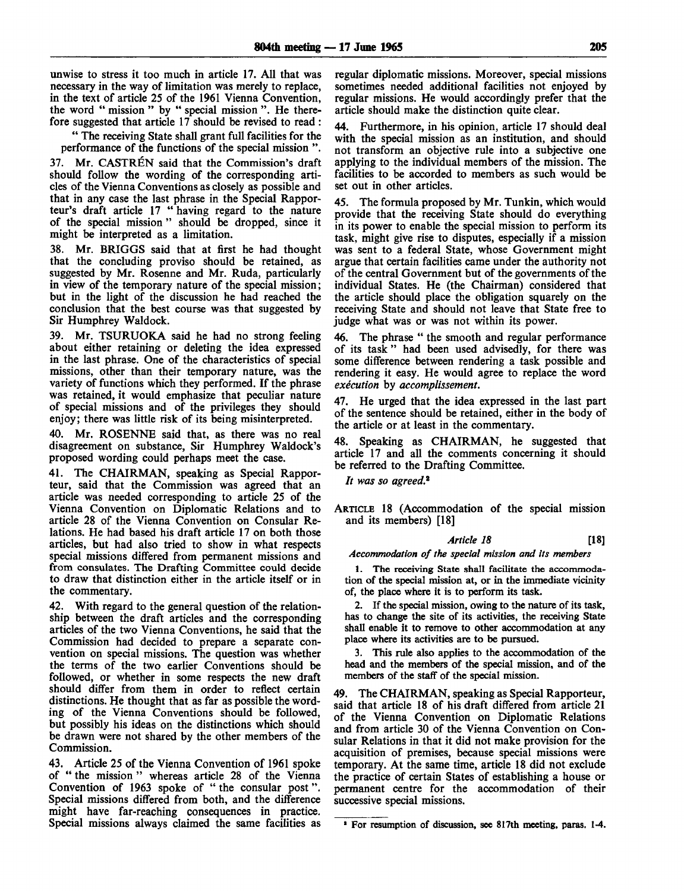unwise to stress it too much in article 17. All that was necessary in the way of limitation was merely to replace, in the text of article 25 of the 1961 Vienna Convention, the word " mission " by " special mission ". He therefore suggested that article 17 should be revised to read :

" The receiving State shall grant full facilities for the performance of the functions of the special mission ".

37. Mr. CASTRÉN said that the Commission's draft should follow the wording of the corresponding articles of the Vienna Conventions as closely as possible and that in any case the last phrase in the Special Rapporteur's draft article 17 " having regard to the nature of the special mission " should be dropped, since it might be interpreted as a limitation.

38. Mr. BRIGGS said that at first he had thought that the concluding proviso should be retained, as suggested by Mr. Rosenne and Mr. Ruda, particularly in view of the temporary nature of the special mission; but in the light of the discussion he had reached the conclusion that the best course was that suggested by Sir Humphrey Waldock.

39. Mr. TSURUOKA said he had no strong feeling about either retaining or deleting the idea expressed in the last phrase. One of the characteristics of special missions, other than their temporary nature, was the variety of functions which they performed. If the phrase was retained, it would emphasize that peculiar nature of special missions and of the privileges they should enjoy; there was little risk of its being misinterpreted.

40. Mr. ROSENNE said that, as there was no real disagreement on substance, Sir Humphrey Waldock's proposed wording could perhaps meet the case.

41. The CHAIRMAN, speaking as Special Rapporteur, said that the Commission was agreed that an article was needed corresponding to article 25 of the Vienna Convention on Diplomatic Relations and to article 28 of the Vienna Convention on Consular Relations. He had based his draft article 17 on both those articles, but had also tried to show in what respects special missions differed from permanent missions and from consulates. The Drafting Committee could decide to draw that distinction either in the article itself or in the commentary.

42. With regard to the general question of the relationship between the draft articles and the corresponding articles of the two Vienna Conventions, he said that the Commission had decided to prepare a separate convention on special missions. The question was whether the terms of the two earlier Conventions should be followed, or whether in some respects the new draft should differ from them in order to reflect certain distinctions. He thought that as far as possible the wording of the Vienna Conventions should be followed, but possibly his ideas on the distinctions which should be drawn were not shared by the other members of the Commission.

43. Article 25 of the Vienna Convention of 1961 spoke of " the mission " whereas article 28 of the Vienna Convention of 1963 spoke of " the consular post ". Special missions differed from both, and the difference might have far-reaching consequences in practice. Special missions always claimed the same facilities as regular diplomatic missions. Moreover, special missions sometimes needed additional facilities not enjoyed by regular missions. He would accordingly prefer that the article should make the distinction quite clear.

44. Furthermore, in his opinion, article 17 should deal with the special mission as an institution, and should not transform an objective rule into a subjective one applying to the individual members of the mission. The facilities to be accorded to members as such would be set out in other articles.

45. The formula proposed by Mr. Tunkin, which would provide that the receiving State should do everything in its power to enable the special mission to perform its task, might give rise to disputes, especially if a mission was sent to a federal State, whose Government might argue that certain facilities came under the authority not of the central Government but of the governments of the individual States. He (the Chairman) considered that the article should place the obligation squarely on the receiving State and should not leave that State free to judge what was or was not within its power.

46. The phrase " the smooth and regular performance of its task " had been used advisedly, for there was some difference between rendering a task possible and rendering it easy. He would agree to replace the word *exécution* by *accomplissement*.

47. He urged that the idea expressed in the last part of the sentence should be retained, either in the body of the article or at least in the commentary.

48. Speaking as CHAIRMAN, he suggested that article 17 and all the comments concerning it should be referred to the Drafting Committee.

*It was so agreed.*[2]

ARTICLE 18 (Accommodation of the special mission and its members) [18]

*Article 18* [18]

*Accommodation of the special mission and its members*

1. The receiving State shall facilitate the accommodation of the special mission at, or in the immediate vicinity of, the place where it is to perform its task.

2. If the special mission, owing to the nature of its task, has to change the site of its activities, the receiving State shall enable it to remove to other accommodation at any place where its activities are to be pursued.

3. This rule also applies to the accommodation of the head and the members of the special mission, and of the members of the staff of the special mission.

49. The CHAIRMAN, speaking as Special Rapporteur, said that article 18 of his draft differed from article 21 of the Vienna Convention on Diplomatic Relations and from article 30 of the Vienna Convention on Consular Relations in that it did not make provision for the acquisition of premises, because special missions were temporary. At the same time, article 18 did not exclude the practice of certain States of establishing a house or permanent centre for the accommodation of their successive special missions.

---

[2] For resumption of discussion, see 817th meeting, paras. 1-4.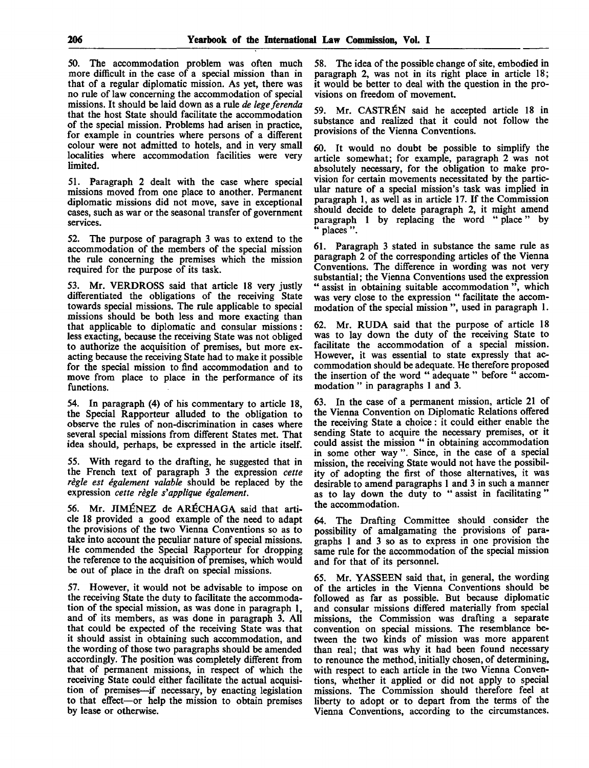50. The accommodation problem was often much more difficult in the case of a special mission than in that of a regular diplomatic mission. As yet, there was no rule of law concerning the accommodation of special missions. It should be laid down as a rule *de lege ferenda* that the host State should facilitate the accommodation of the special mission. Problems had arisen in practice, for example in countries where persons of a different colour were not admitted to hotels, and in very small localities where accommodation facilities were very limited.

51. Paragraph 2 dealt with the case where special missions moved from one place to another. Permanent diplomatic missions did not move, save in exceptional cases, such as war or the seasonal transfer of government services.

52. The purpose of paragraph 3 was to extend to the accommodation of the members of the special mission the rule concerning the premises which the mission required for the purpose of its task.

53. Mr. VERDROSS said that article 18 very justly differentiated the obligations of the receiving State towards special missions. The rule applicable to special missions should be both less and more exacting than that applicable to diplomatic and consular missions: less exacting, because the receiving State was not obliged to authorize the acquisition of premises, but more exacting because the receiving State had to make it possible for the special mission to find accommodation and to move from place to place in the performance of its functions.

54. In paragraph (4) of his commentary to article 18, the Special Rapporteur alluded to the obligation to observe the rules of non-discrimination in cases where several special missions from different States met. That idea should, perhaps, be expressed in the article itself.

55. With regard to the drafting, he suggested that in the French text of paragraph 3 the expression *cette règle est également valable* should be replaced by the expression *cette règle s'applique également*.

56. Mr. JIMÉNEZ de ARÉCHAGA said that article 18 provided a good example of the need to adapt the provisions of the two Vienna Conventions so as to take into account the peculiar nature of special missions. He commended the Special Rapporteur for dropping the reference to the acquisition of premises, which would be out of place in the draft on special missions.

57. However, it would not be advisable to impose on the receiving State the duty to facilitate the accommodation of the special mission, as was done in paragraph 1, and of its members, as was done in paragraph 3. All that could be expected of the receiving State was that it should assist in obtaining such accommodation, and the wording of those two paragraphs should be amended accordingly. The position was completely different from that of permanent missions, in respect of which the receiving State could either facilitate the actual acquisition of premises—if necessary, by enacting legislation to that effect—or help the mission to obtain premises by lease or otherwise.

58. The idea of the possible change of site, embodied in paragraph 2, was not in its right place in article 18; it would be better to deal with the question in the provisions on freedom of movement.

59. Mr. CASTRÉN said he accepted article 18 in substance and realized that it could not follow the provisions of the Vienna Conventions.

60. It would no doubt be possible to simplify the article somewhat; for example, paragraph 2 was not absolutely necessary, for the obligation to make provision for certain movements necessitated by the particular nature of a special mission's task was implied in paragraph 1, as well as in article 17. If the Commission should decide to delete paragraph 2, it might amend paragraph 1 by replacing the word "place" by "places".

61. Paragraph 3 stated in substance the same rule as paragraph 2 of the corresponding articles of the Vienna Conventions. The difference in wording was not very substantial; the Vienna Conventions used the expression "assist in obtaining suitable accommodation", which was very close to the expression "facilitate the accommodation of the special mission", used in paragraph 1.

62. Mr. RUDA said that the purpose of article 18 was to lay down the duty of the receiving State to facilitate the accommodation of a special mission. However, it was essential to state expressly that accommodation should be adequate. He therefore proposed the insertion of the word "adequate" before "accommodation" in paragraphs 1 and 3.

63. In the case of a permanent mission, article 21 of the Vienna Convention on Diplomatic Relations offered the receiving State a choice: it could either enable the sending State to acquire the necessary premises, or it could assist the mission "in obtaining accommodation in some other way". Since, in the case of a special mission, the receiving State would not have the possibility of adopting the first of those alternatives, it was desirable to amend paragraphs 1 and 3 in such a manner as to lay down the duty to "assist in facilitating" the accommodation.

64. The Drafting Committee should consider the possibility of amalgamating the provisions of paragraphs 1 and 3 so as to express in one provision the same rule for the accommodation of the special mission and for that of its personnel.

65. Mr. YASSEEN said that, in general, the wording of the articles in the Vienna Conventions should be followed as far as possible. But because diplomatic and consular missions differed materially from special missions, the Commission was drafting a separate convention on special missions. The resemblance between the two kinds of mission was more apparent than real; that was why it had been found necessary to renounce the method, initially chosen, of determining, with respect to each article in the two Vienna Conventions, whether it applied or did not apply to special missions. The Commission should therefore feel at liberty to adopt or to depart from the terms of the Vienna Conventions, according to the circumstances.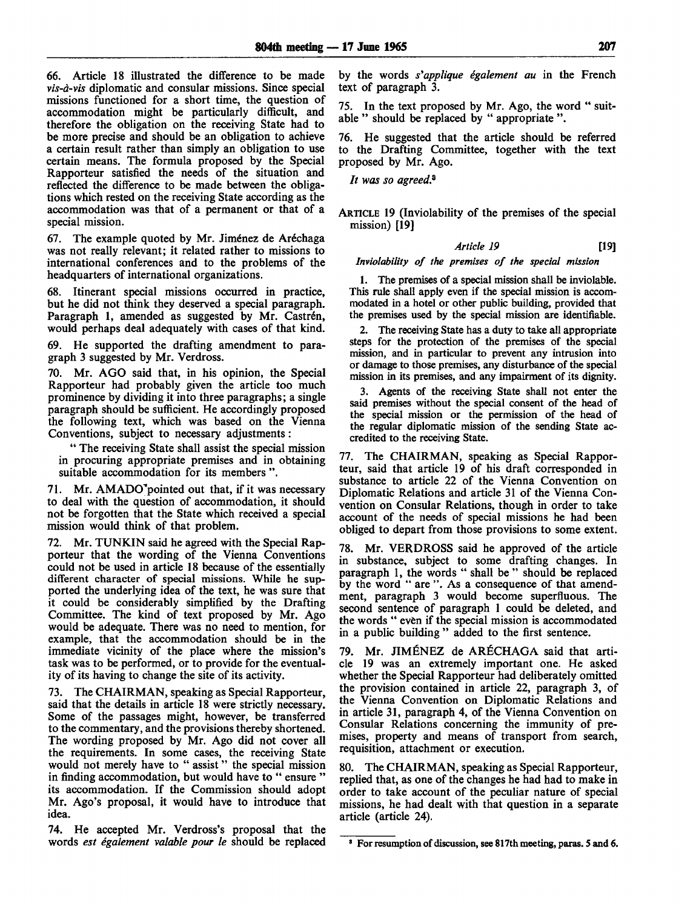66. Article 18 illustrated the difference to be made *vis-à-vis* diplomatic and consular missions. Since special missions functioned for a short time, the question of accommodation might be particularly difficult, and therefore the obligation on the receiving State had to be more precise and should be an obligation to achieve a certain result rather than simply an obligation to use certain means. The formula proposed by the Special Rapporteur satisfied the needs of the situation and reflected the difference to be made between the obligations which rested on the receiving State according as the accommodation was that of a permanent or that of a special mission.

67. The example quoted by Mr. Jiménez de Aréchaga was not really relevant; it related rather to missions to international conferences and to the problems of the headquarters of international organizations.

68. Itinerant special missions occurred in practice, but he did not think they deserved a special paragraph. Paragraph 1, amended as suggested by Mr. Castrén, would perhaps deal adequately with cases of that kind.

69. He supported the drafting amendment to paragraph 3 suggested by Mr. Verdross.

70. Mr. AGO said that, in his opinion, the Special Rapporteur had probably given the article too much prominence by dividing it into three paragraphs; a single paragraph should be sufficient. He accordingly proposed the following text, which was based on the Vienna Conventions, subject to necessary adjustments:

"The receiving State shall assist the special mission in procuring appropriate premises and in obtaining suitable accommodation for its members".

71. Mr. AMADO pointed out that, if it was necessary to deal with the question of accommodation, it should not be forgotten that the State which received a special mission would think of that problem.

72. Mr. TUNKIN said he agreed with the Special Rapporteur that the wording of the Vienna Conventions could not be used in article 18 because of the essentially different character of special missions. While he supported the underlying idea of the text, he was sure that it could be considerably simplified by the Drafting Committee. The kind of text proposed by Mr. Ago would be adequate. There was no need to mention, for example, that the accommodation should be in the immediate vicinity of the place where the mission's task was to be performed, or to provide for the eventuality of its having to change the site of its activity.

73. The CHAIRMAN, speaking as Special Rapporteur, said that the details in article 18 were strictly necessary. Some of the passages might, however, be transferred to the commentary, and the provisions thereby shortened. The wording proposed by Mr. Ago did not cover all the requirements. In some cases, the receiving State would not merely have to "assist" the special mission in finding accommodation, but would have to "ensure" its accommodation. If the Commission should adopt Mr. Ago's proposal, it would have to introduce that idea.

74. He accepted Mr. Verdross's proposal that the words *est également valable pour le* should be replaced by the words *s'applique également au* in the French text of paragraph 3.

75. In the text proposed by Mr. Ago, the word "suitable" should be replaced by "appropriate".

76. He suggested that the article should be referred to the Drafting Committee, together with the text proposed by Mr. Ago.

*It was so agreed.*[3]

ARTICLE 19 (Inviolability of the premises of the special mission) [19]

*Article 19* [19]

*Inviolability of the premises of the special mission*

1. The premises of a special mission shall be inviolable. This rule shall apply even if the special mission is accommodated in a hotel or other public building, provided that the premises used by the special mission are identifiable.

2. The receiving State has a duty to take all appropriate steps for the protection of the premises of the special mission, and in particular to prevent any intrusion into or damage to those premises, any disturbance of the special mission in its premises, and any impairment of its dignity.

3. Agents of the receiving State shall not enter the said premises without the special consent of the head of the special mission or the permission of the head of the regular diplomatic mission of the sending State accredited to the receiving State.

77. The CHAIRMAN, speaking as Special Rapporteur, said that article 19 of his draft corresponded in substance to article 22 of the Vienna Convention on Diplomatic Relations and article 31 of the Vienna Convention on Consular Relations, though in order to take account of the needs of special missions he had been obliged to depart from those provisions to some extent.

78. Mr. VERDROSS said he approved of the article in substance, subject to some drafting changes. In paragraph 1, the words "shall be" should be replaced by the word "are". As a consequence of that amendment, paragraph 3 would become superfluous. The second sentence of paragraph 1 could be deleted, and the words "even if the special mission is accommodated in a public building" added to the first sentence.

79. Mr. JIMÉNEZ de ARÉCHAGA said that article 19 was an extremely important one. He asked whether the Special Rapporteur had deliberately omitted the provision contained in article 22, paragraph 3, of the Vienna Convention on Diplomatic Relations and in article 31, paragraph 4, of the Vienna Convention on Consular Relations concerning the immunity of premises, property and means of transport from search, requisition, attachment or execution.

80. The CHAIRMAN, speaking as Special Rapporteur, replied that, as one of the changes he had had to make in order to take account of the peculiar nature of special missions, he had dealt with that question in a separate article (article 24).

[3] For resumption of discussion, see 817th meeting, paras. 5 and 6.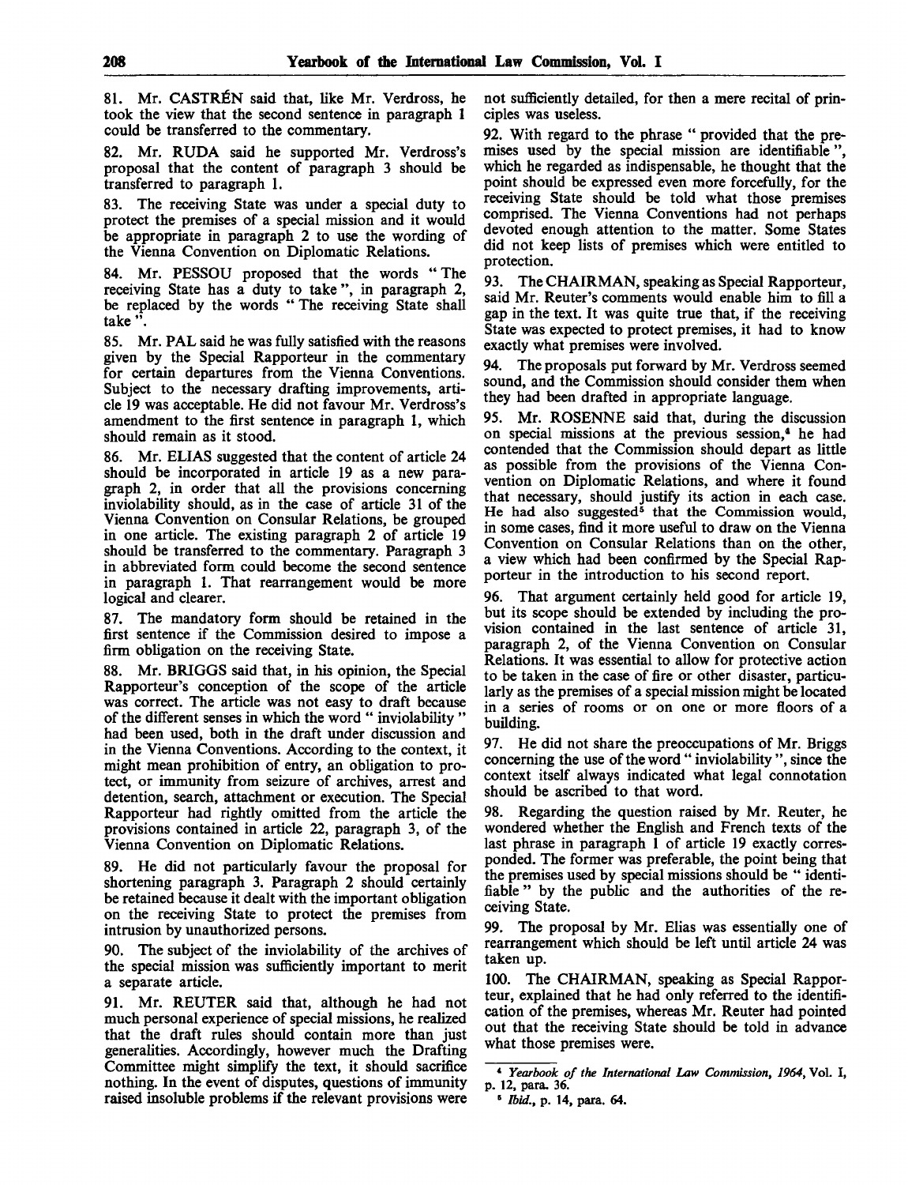81. Mr. CASTRÉN said that, like Mr. Verdross, he took the view that the second sentence in paragraph 1 could be transferred to the commentary.

82. Mr. RUDA said he supported Mr. Verdross's proposal that the content of paragraph 3 should be transferred to paragraph 1.

83. The receiving State was under a special duty to protect the premises of a special mission and it would be appropriate in paragraph 2 to use the wording of the Vienna Convention on Diplomatic Relations.

84. Mr. PESSOU proposed that the words " The receiving State has a duty to take ", in paragraph 2, be replaced by the words " The receiving State shall take ".

85. Mr. PAL said he was fully satisfied with the reasons given by the Special Rapporteur in the commentary for certain departures from the Vienna Conventions. Subject to the necessary drafting improvements, article 19 was acceptable. He did not favour Mr. Verdross's amendment to the first sentence in paragraph 1, which should remain as it stood.

86. Mr. ELIAS suggested that the content of article 24 should be incorporated in article 19 as a new paragraph 2, in order that all the provisions concerning inviolability should, as in the case of article 31 of the Vienna Convention on Consular Relations, be grouped in one article. The existing paragraph 2 of article 19 should be transferred to the commentary. Paragraph 3 in abbreviated form could become the second sentence in paragraph 1. That rearrangement would be more logical and clearer.

87. The mandatory form should be retained in the first sentence if the Commission desired to impose a firm obligation on the receiving State.

88. Mr. BRIGGS said that, in his opinion, the Special Rapporteur's conception of the scope of the article was correct. The article was not easy to draft because of the different senses in which the word " inviolability " had been used, both in the draft under discussion and in the Vienna Conventions. According to the context, it might mean prohibition of entry, an obligation to protect, or immunity from seizure of archives, arrest and detention, search, attachment or execution. The Special Rapporteur had rightly omitted from the article the provisions contained in article 22, paragraph 3, of the Vienna Convention on Diplomatic Relations.

89. He did not particularly favour the proposal for shortening paragraph 3. Paragraph 2 should certainly be retained because it dealt with the important obligation on the receiving State to protect the premises from intrusion by unauthorized persons.

90. The subject of the inviolability of the archives of the special mission was sufficiently important to merit a separate article.

91. Mr. REUTER said that, although he had not much personal experience of special missions, he realized that the draft rules should contain more than just generalities. Accordingly, however much the Drafting Committee might simplify the text, it should sacrifice nothing. In the event of disputes, questions of immunity raised insoluble problems if the relevant provisions were not sufficiently detailed, for then a mere recital of principles was useless.

92. With regard to the phrase " provided that the premises used by the special mission are identifiable ", which he regarded as indispensable, he thought that the point should be expressed even more forcefully, for the receiving State should be told what those premises comprised. The Vienna Conventions had not perhaps devoted enough attention to the matter. Some States did not keep lists of premises which were entitled to protection.

93. The CHAIRMAN, speaking as Special Rapporteur, said Mr. Reuter's comments would enable him to fill a gap in the text. It was quite true that, if the receiving State was expected to protect premises, it had to know exactly what premises were involved.

94. The proposals put forward by Mr. Verdross seemed sound, and the Commission should consider them when they had been drafted in appropriate language.

95. Mr. ROSENNE said that, during the discussion on special missions at the previous session,[4] he had contended that the Commission should depart as little as possible from the provisions of the Vienna Convention on Diplomatic Relations, and where it found that necessary, should justify its action in each case. He had also suggested[5] that the Commission would, in some cases, find it more useful to draw on the Vienna Convention on Consular Relations than on the other, a view which had been confirmed by the Special Rapporteur in the introduction to his second report.

96. That argument certainly held good for article 19, but its scope should be extended by including the provision contained in the last sentence of article 31, paragraph 2, of the Vienna Convention on Consular Relations. It was essential to allow for protective action to be taken in the case of fire or other disaster, particularly as the premises of a special mission might be located in a series of rooms or on one or more floors of a building.

97. He did not share the preoccupations of Mr. Briggs concerning the use of the word " inviolability ", since the context itself always indicated what legal connotation should be ascribed to that word.

98. Regarding the question raised by Mr. Reuter, he wondered whether the English and French texts of the last phrase in paragraph 1 of article 19 exactly corresponded. The former was preferable, the point being that the premises used by special missions should be " identifiable " by the public and the authorities of the receiving State.

99. The proposal by Mr. Elias was essentially one of rearrangement which should be left until article 24 was taken up.

100. The CHAIRMAN, speaking as Special Rapporteur, explained that he had only referred to the identification of the premises, whereas Mr. Reuter had pointed out that the receiving State should be told in advance what those premises were.

---

[4] *Yearbook of the International Law Commission, 1964*, Vol. I, p. 12, para. 36.

[5] *Ibid.*, p. 14, para. 64.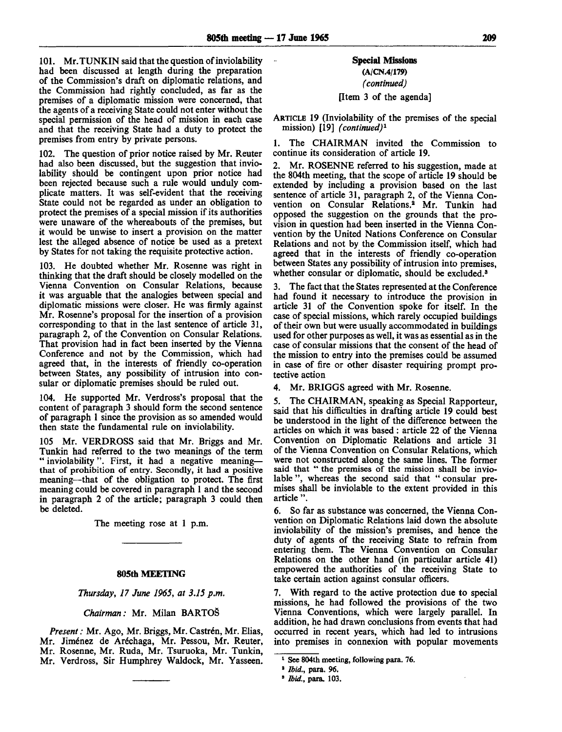101. Mr. TUNKIN said that the question of inviolability had been discussed at length during the preparation of the Commission's draft on diplomatic relations, and the Commission had rightly concluded, as far as the premises of a diplomatic mission were concerned, that the agents of a receiving State could not enter without the special permission of the head of mission in each case and that the receiving State had a duty to protect the premises from entry by private persons.

102. The question of prior notice raised by Mr. Reuter had also been discussed, but the suggestion that inviolability should be contingent upon prior notice had been rejected because such a rule would unduly complicate matters. It was self-evident that the receiving State could not be regarded as under an obligation to protect the premises of a special mission if its authorities were unaware of the whereabouts of the premises, but it would be unwise to insert a provision on the matter lest the alleged absence of notice be used as a pretext by States for not taking the requisite protective action.

103. He doubted whether Mr. Rosenne was right in thinking that the draft should be closely modelled on the Vienna Convention on Consular Relations, because it was arguable that the analogies between special and diplomatic missions were closer. He was firmly against Mr. Rosenne's proposal for the insertion of a provision corresponding to that in the last sentence of article 31, paragraph 2, of the Convention on Consular Relations. That provision had in fact been inserted by the Vienna Conference and not by the Commission, which had agreed that, in the interests of friendly co-operation between States, any possibility of intrusion into consular or diplomatic premises should be ruled out.

104. He supported Mr. Verdross's proposal that the content of paragraph 3 should form the second sentence of paragraph 1 since the provision as so amended would then state the fundamental rule on inviolability.

105 Mr. VERDROSS said that Mr. Briggs and Mr. Tunkin had referred to the two meanings of the term "inviolability". First, it had a negative meaning—that of prohibition of entry. Secondly, it had a positive meaning—that of the obligation to protect. The first meaning could be covered in paragraph 1 and the second in paragraph 2 of the article; paragraph 3 could then be deleted.

The meeting rose at 1 p.m.

## 805th MEETING

*Thursday, 17 June 1965, at 3.15 p.m.*

*Chairman:* Mr. Milan BARTOŠ

*Present:* Mr. Ago, Mr. Briggs, Mr. Castrén, Mr. Elias, Mr. Jiménez de Aréchaga, Mr. Pessou, Mr. Reuter, Mr. Rosenne, Mr. Ruda, Mr. Tsuruoka, Mr. Tunkin, Mr. Verdross, Sir Humphrey Waldock, Mr. Yasseen.

### Special Missions
### (A/CN.4/179)
### *(continued)*
[Item 3 of the agenda]

ARTICLE 19 (Inviolability of the premises of the special mission) [19] *(continued)*[1]

1. The CHAIRMAN invited the Commission to continue its consideration of article 19.

2. Mr. ROSENNE referred to his suggestion, made at the 804th meeting, that the scope of article 19 should be extended by including a provision based on the last sentence of article 31, paragraph 2, of the Vienna Convention on Consular Relations.[2] Mr. Tunkin had opposed the suggestion on the grounds that the provision in question had been inserted in the Vienna Convention by the United Nations Conference on Consular Relations and not by the Commission itself, which had agreed that in the interests of friendly co-operation between States any possibility of intrusion into premises, whether consular or diplomatic, should be excluded.[3]

3. The fact that the States represented at the Conference had found it necessary to introduce the provision in article 31 of the Convention spoke for itself. In the case of special missions, which rarely occupied buildings of their own but were usually accommodated in buildings used for other purposes as well, it was as essential as in the case of consular missions that the consent of the head of the mission to entry into the premises could be assumed in case of fire or other disaster requiring prompt protective action

4. Mr. BRIGGS agreed with Mr. Rosenne.

5. The CHAIRMAN, speaking as Special Rapporteur, said that his difficulties in drafting article 19 could best be understood in the light of the difference between the articles on which it was based: article 22 of the Vienna Convention on Diplomatic Relations and article 31 of the Vienna Convention on Consular Relations, which were not constructed along the same lines. The former said that "the premises of the mission shall be inviolable", whereas the second said that "consular premises shall be inviolable to the extent provided in this article".

6. So far as substance was concerned, the Vienna Convention on Diplomatic Relations laid down the absolute inviolability of the mission's premises, and hence the duty of agents of the receiving State to refrain from entering them. The Vienna Convention on Consular Relations on the other hand (in particular article 41) empowered the authorities of the receiving State to take certain action against consular officers.

7. With regard to the active protection due to special missions, he had followed the provisions of the two Vienna Conventions, which were largely parallel. In addition, he had drawn conclusions from events that had occurred in recent years, which had led to intrusions into premises in connexion with popular movements

---

[1] See 804th meeting, following para. 76.

[2] *Ibid.*, para. 96.

[3] *Ibid.*, para. 103.